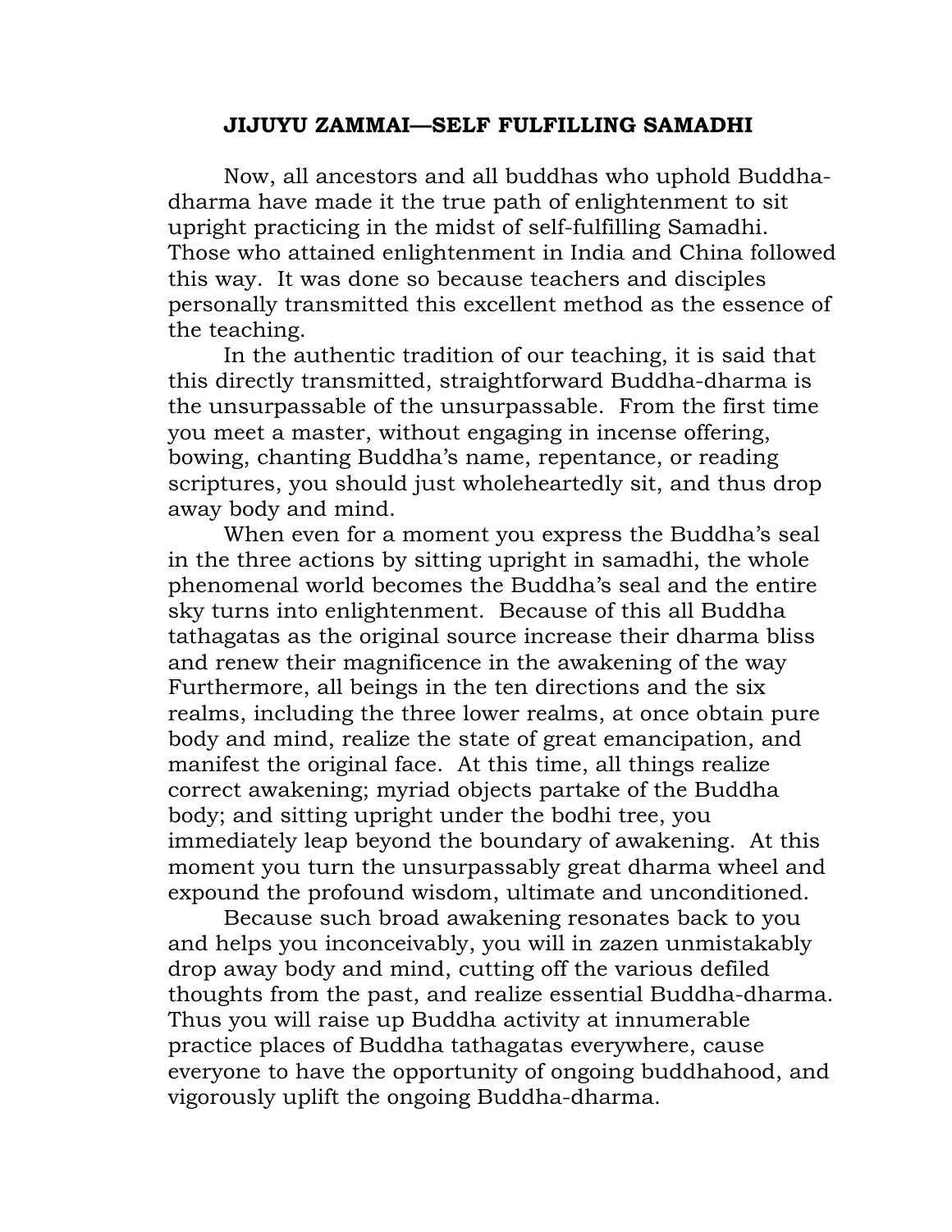## JIJUYU ZAMMAI—SELF FULFILLING SAMADHI

Now, all ancestors and all buddhas who uphold Buddha-dharma have made it the true path of enlightenment to sit upright practicing in the midst of self-fulfilling Samadhi. Those who attained enlightenment in India and China followed this way. It was done so because teachers and disciples personally transmitted this excellent method as the essence of the teaching.

In the authentic tradition of our teaching, it is said that this directly transmitted, straightforward Buddha-dharma is the unsurpassable of the unsurpassable. From the first time you meet a master, without engaging in incense offering, bowing, chanting Buddha's name, repentance, or reading scriptures, you should just wholeheartedly sit, and thus drop away body and mind.

When even for a moment you express the Buddha's seal in the three actions by sitting upright in samadhi, the whole phenomenal world becomes the Buddha's seal and the entire sky turns into enlightenment. Because of this all Buddha tathagatas as the original source increase their dharma bliss and renew their magnificence in the awakening of the way Furthermore, all beings in the ten directions and the six realms, including the three lower realms, at once obtain pure body and mind, realize the state of great emancipation, and manifest the original face. At this time, all things realize correct awakening; myriad objects partake of the Buddha body; and sitting upright under the bodhi tree, you immediately leap beyond the boundary of awakening. At this moment you turn the unsurpassably great dharma wheel and expound the profound wisdom, ultimate and unconditioned.

Because such broad awakening resonates back to you and helps you inconceivably, you will in zazen unmistakably drop away body and mind, cutting off the various defiled thoughts from the past, and realize essential Buddha-dharma. Thus you will raise up Buddha activity at innumerable practice places of Buddha tathagatas everywhere, cause everyone to have the opportunity of ongoing buddhahood, and vigorously uplift the ongoing Buddha-dharma.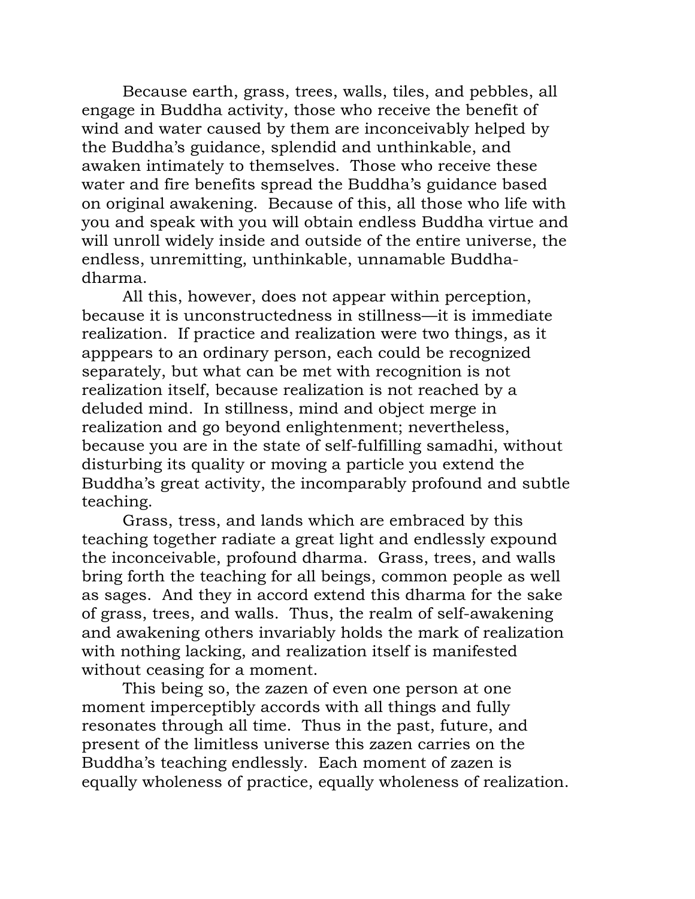Because earth, grass, trees, walls, tiles, and pebbles, all engage in Buddha activity, those who receive the benefit of wind and water caused by them are inconceivably helped by the Buddha's guidance, splendid and unthinkable, and awaken intimately to themselves. Those who receive these water and fire benefits spread the Buddha's guidance based on original awakening. Because of this, all those who life with you and speak with you will obtain endless Buddha virtue and will unroll widely inside and outside of the entire universe, the endless, unremitting, unthinkable, unnamable Buddha-dharma.

All this, however, does not appear within perception, because it is unconstructedness in stillness—it is immediate realization. If practice and realization were two things, as it apppears to an ordinary person, each could be recognized separately, but what can be met with recognition is not realization itself, because realization is not reached by a deluded mind. In stillness, mind and object merge in realization and go beyond enlightenment; nevertheless, because you are in the state of self-fulfilling samadhi, without disturbing its quality or moving a particle you extend the Buddha's great activity, the incomparably profound and subtle teaching.

Grass, tress, and lands which are embraced by this teaching together radiate a great light and endlessly expound the inconceivable, profound dharma. Grass, trees, and walls bring forth the teaching for all beings, common people as well as sages. And they in accord extend this dharma for the sake of grass, trees, and walls. Thus, the realm of self-awakening and awakening others invariably holds the mark of realization with nothing lacking, and realization itself is manifested without ceasing for a moment.

This being so, the zazen of even one person at one moment imperceptibly accords with all things and fully resonates through all time. Thus in the past, future, and present of the limitless universe this zazen carries on the Buddha's teaching endlessly. Each moment of zazen is equally wholeness of practice, equally wholeness of realization.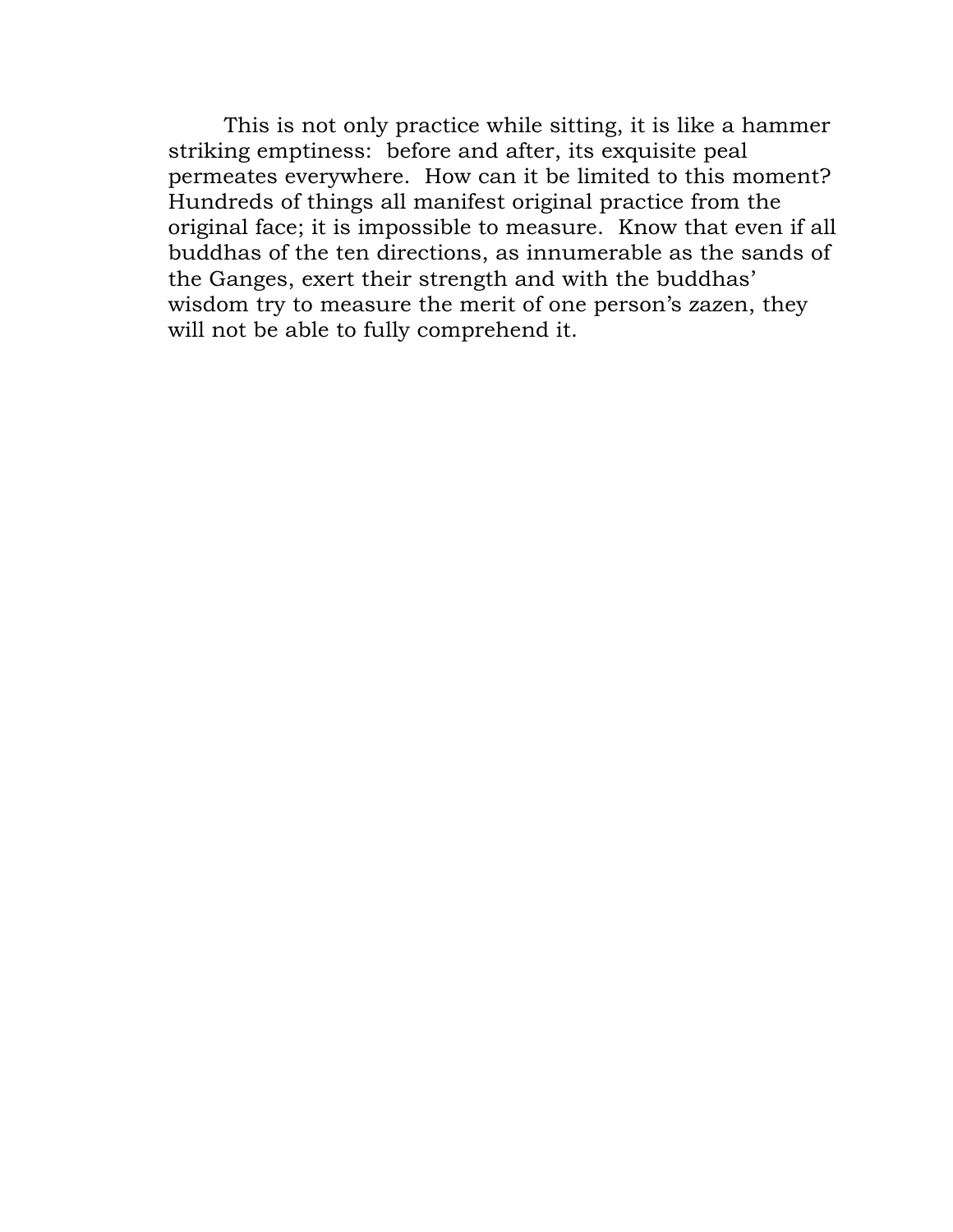This is not only practice while sitting, it is like a hammer striking emptiness:  before and after, its exquisite peal permeates everywhere.  How can it be limited to this moment?  Hundreds of things all manifest original practice from the original face; it is impossible to measure.  Know that even if all buddhas of the ten directions, as innumerable as the sands of the Ganges, exert their strength and with the buddhas' wisdom try to measure the merit of one person's zazen, they will not be able to fully comprehend it.